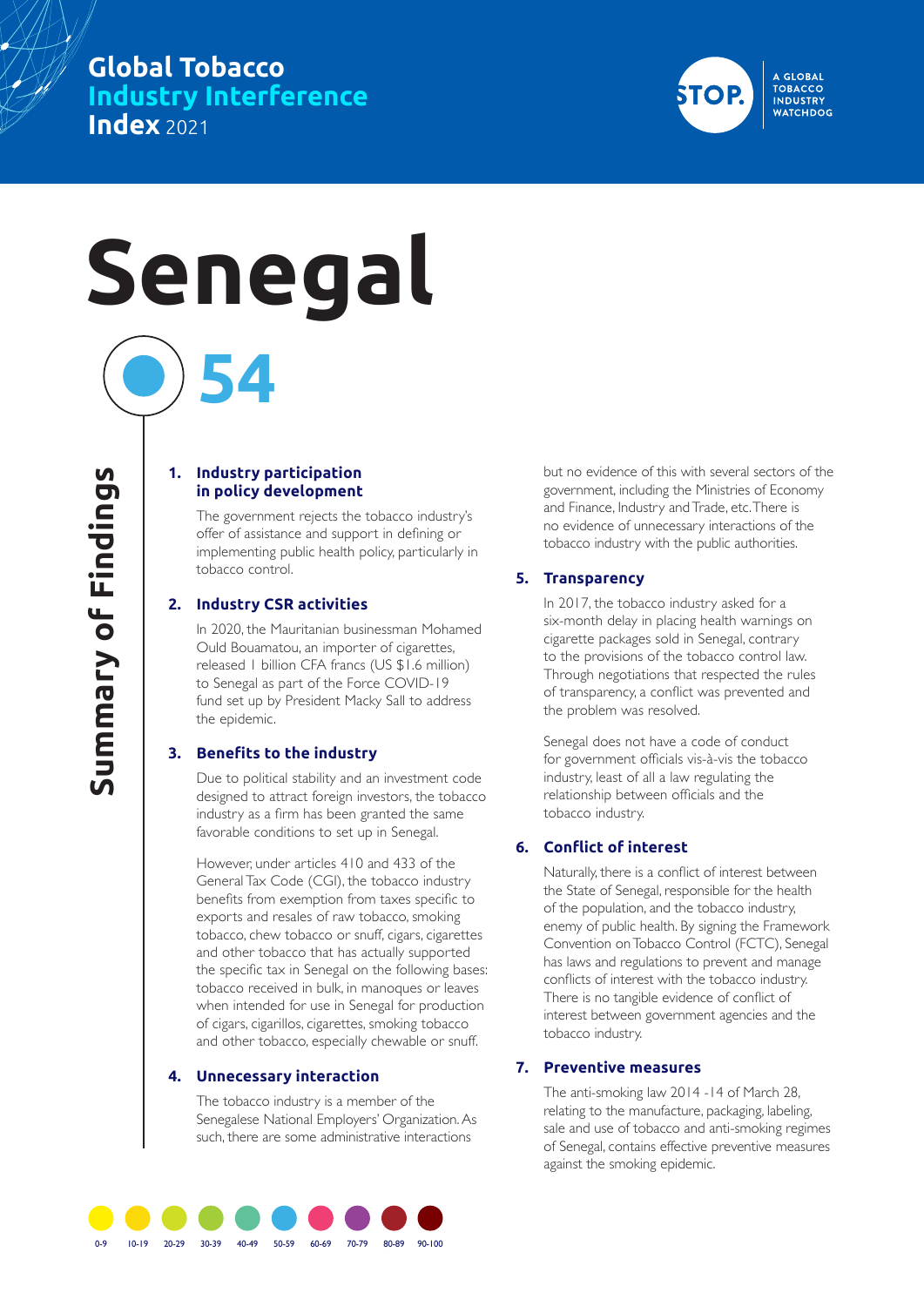# Global Tobacco Industry Interference Index 2021

STOP. A GLOBAL TOBACCO INDUSTRY WATCHDOG

# Senegal

## 54

## Summary of Findings

### 1. Industry participation in policy development

The government rejects the tobacco industry's offer of assistance and support in defining or implementing public health policy, particularly in tobacco control.

### 2. Industry CSR activities

In 2020, the Mauritanian businessman Mohamed Ould Bouamatou, an importer of cigarettes, released 1 billion CFA francs (US $1.6 million) to Senegal as part of the Force COVID-19 fund set up by President Macky Sall to address the epidemic.

### 3. Benefits to the industry

Due to political stability and an investment code designed to attract foreign investors, the tobacco industry as a firm has been granted the same favorable conditions to set up in Senegal.

However, under articles 410 and 433 of the General Tax Code (CGI), the tobacco industry benefits from exemption from taxes specific to exports and resales of raw tobacco, smoking tobacco, chew tobacco or snuff, cigars, cigarettes and other tobacco that has actually supported the specific tax in Senegal on the following bases: tobacco received in bulk, in manoques or leaves when intended for use in Senegal for production of cigars, cigarillos, cigarettes, smoking tobacco and other tobacco, especially chewable or snuff.

### 4. Unnecessary interaction

The tobacco industry is a member of the Senegalese National Employers' Organization. As such, there are some administrative interactions but no evidence of this with several sectors of the government, including the Ministries of Economy and Finance, Industry and Trade, etc. There is no evidence of unnecessary interactions of the tobacco industry with the public authorities.

### 5. Transparency

In 2017, the tobacco industry asked for a six-month delay in placing health warnings on cigarette packages sold in Senegal, contrary to the provisions of the tobacco control law. Through negotiations that respected the rules of transparency, a conflict was prevented and the problem was resolved.

Senegal does not have a code of conduct for government officials vis-à-vis the tobacco industry, least of all a law regulating the relationship between officials and the tobacco industry.

### 6. Conflict of interest

Naturally, there is a conflict of interest between the State of Senegal, responsible for the health of the population, and the tobacco industry, enemy of public health. By signing the Framework Convention on Tobacco Control (FCTC), Senegal has laws and regulations to prevent and manage conflicts of interest with the tobacco industry. There is no tangible evidence of conflict of interest between government agencies and the tobacco industry.

### 7. Preventive measures

The anti-smoking law 2014 -14 of March 28, relating to the manufacture, packaging, labeling, sale and use of tobacco and anti-smoking regimes of Senegal, contains effective preventive measures against the smoking epidemic.

0-9 | 10-19 | 20-29 | 30-39 | 40-49 | 50-59 | 60-69 | 70-79 | 80-89 | 90-100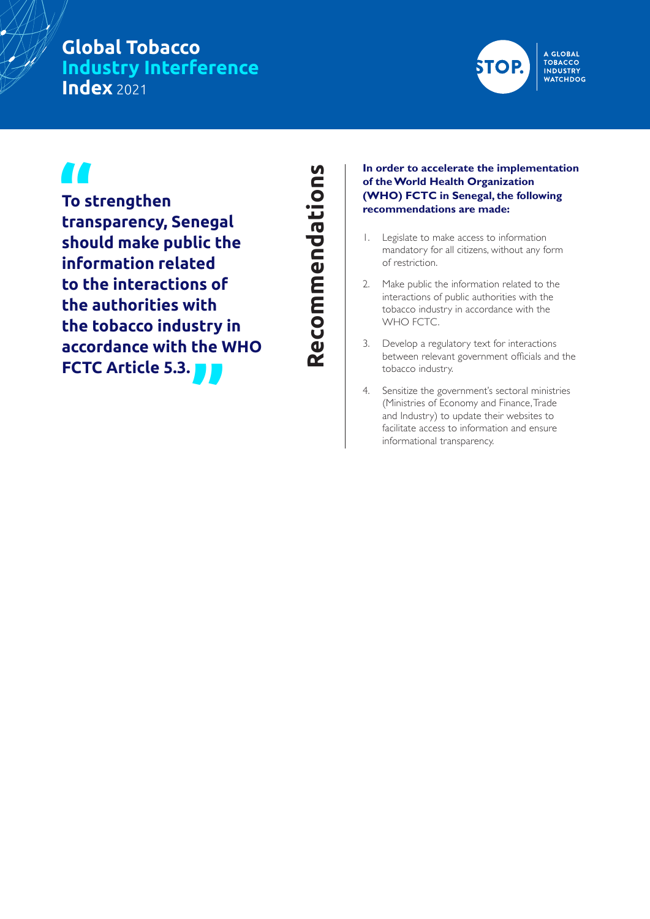# Global Tobacco Industry Interference Index 2021

STOP. A GLOBAL TOBACCO INDUSTRY WATCHDOG

> **To strengthen transparency, Senegal should make public the information related to the interactions of the authorities with the tobacco industry in accordance with the WHO FCTC Article 5.3.**

## Recommendations

**In order to accelerate the implementation of the World Health Organization (WHO) FCTC in Senegal, the following recommendations are made:**

1. Legislate to make access to information mandatory for all citizens, without any form of restriction.
2. Make public the information related to the interactions of public authorities with the tobacco industry in accordance with the WHO FCTC.
3. Develop a regulatory text for interactions between relevant government officials and the tobacco industry.
4. Sensitize the government's sectoral ministries (Ministries of Economy and Finance, Trade and Industry) to update their websites to facilitate access to information and ensure informational transparency.